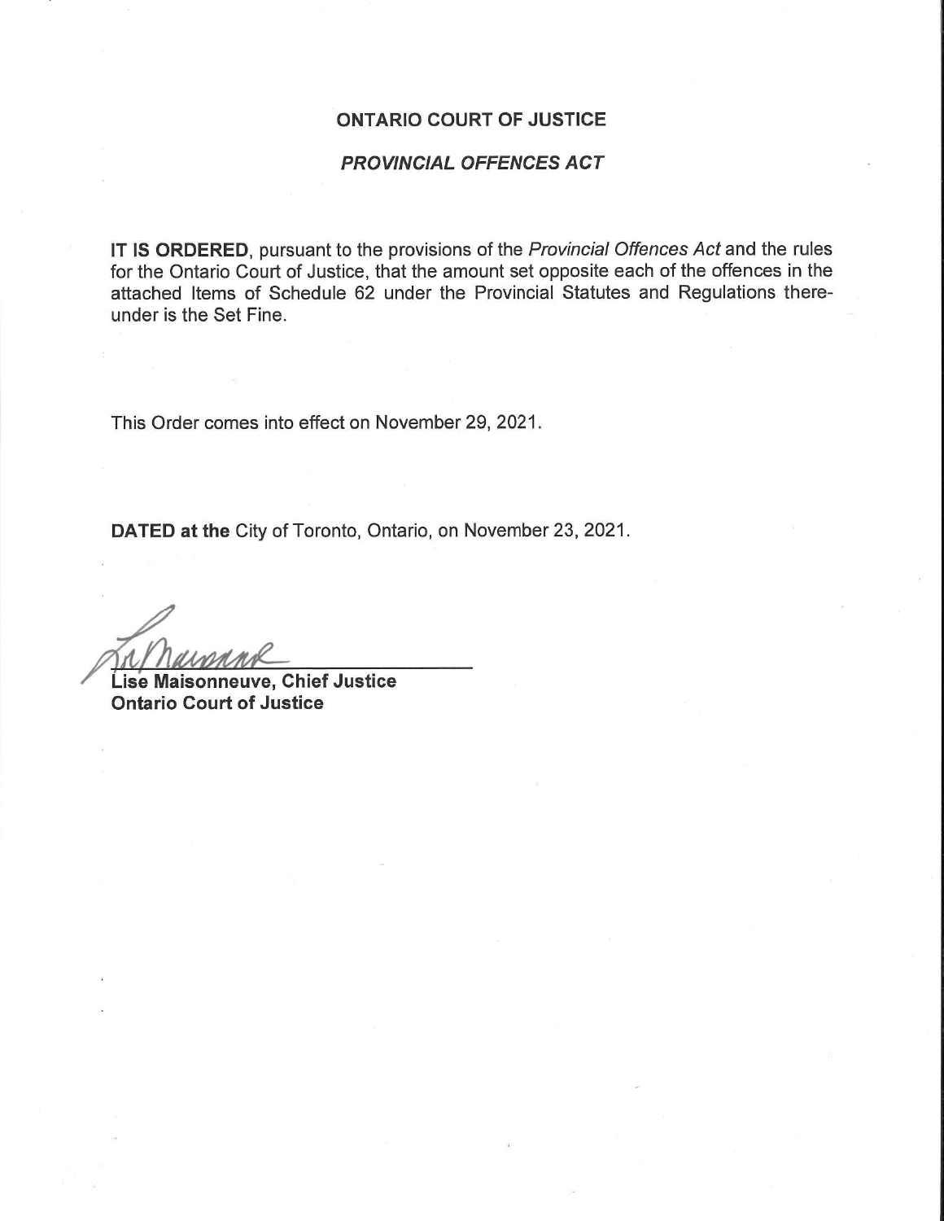# ONTARIO COURT OF JUSTICE

## *PROVINCIAL OFFENCES ACT*

**IT IS ORDERED**, pursuant to the provisions of the *Provincial Offences Act* and the rules for the Ontario Court of Justice, that the amount set opposite each of the offences in the attached Items of Schedule 62 under the Provincial Statutes and Regulations thereunder is the Set Fine.

This Order comes into effect on November 29, 2021.

**DATED at the** City of Toronto, Ontario, on November 23, 2021.

**Lise Maisonneuve, Chief Justice**
**Ontario Court of Justice**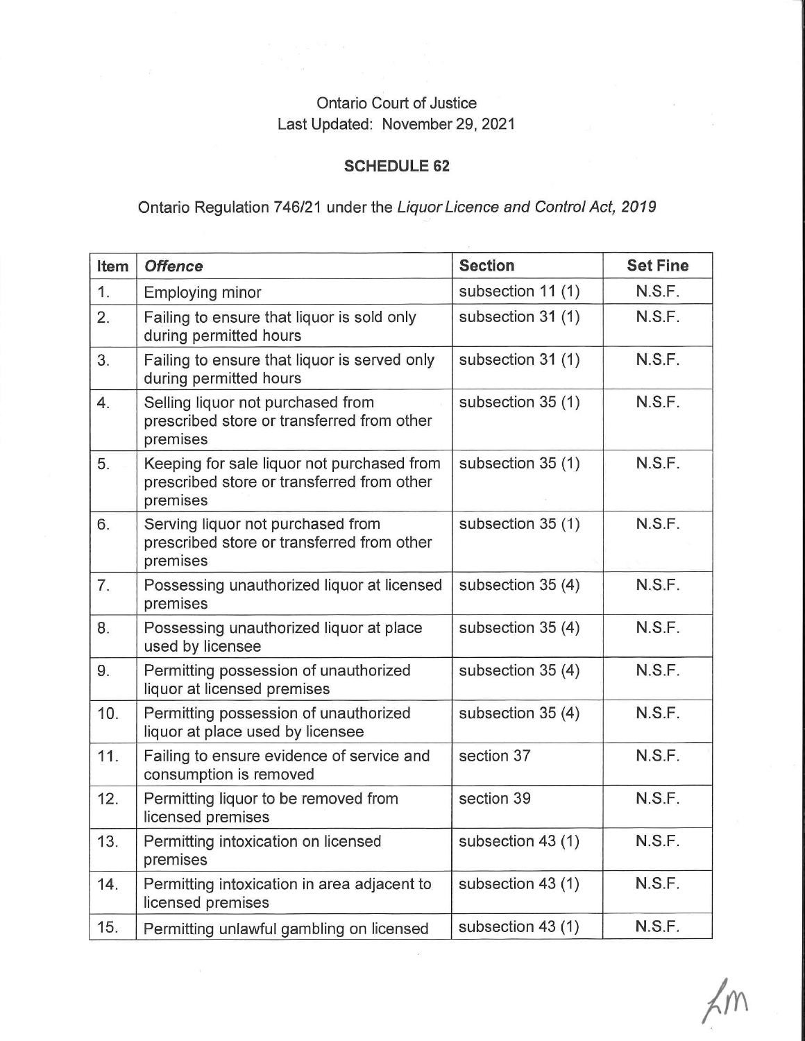Ontario Court of Justice
Last Updated: November 29, 2021

**SCHEDULE 62**

Ontario Regulation 746/21 under the *Liquor Licence and Control Act, 2019*

| Item | *Offence* | Section | Set Fine |
|---|---|---|---|
| 1. | Employing minor | subsection 11 (1) | N.S.F. |
| 2. | Failing to ensure that liquor is sold only during permitted hours | subsection 31 (1) | N.S.F. |
| 3. | Failing to ensure that liquor is served only during permitted hours | subsection 31 (1) | N.S.F. |
| 4. | Selling liquor not purchased from prescribed store or transferred from other premises | subsection 35 (1) | N.S.F. |
| 5. | Keeping for sale liquor not purchased from prescribed store or transferred from other premises | subsection 35 (1) | N.S.F. |
| 6. | Serving liquor not purchased from prescribed store or transferred from other premises | subsection 35 (1) | N.S.F. |
| 7. | Possessing unauthorized liquor at licensed premises | subsection 35 (4) | N.S.F. |
| 8. | Possessing unauthorized liquor at place used by licensee | subsection 35 (4) | N.S.F. |
| 9. | Permitting possession of unauthorized liquor at licensed premises | subsection 35 (4) | N.S.F. |
| 10. | Permitting possession of unauthorized liquor at place used by licensee | subsection 35 (4) | N.S.F. |
| 11. | Failing to ensure evidence of service and consumption is removed | section 37 | N.S.F. |
| 12. | Permitting liquor to be removed from licensed premises | section 39 | N.S.F. |
| 13. | Permitting intoxication on licensed premises | subsection 43 (1) | N.S.F. |
| 14. | Permitting intoxication in area adjacent to licensed premises | subsection 43 (1) | N.S.F. |
| 15. | Permitting unlawful gambling on licensed | subsection 43 (1) | N.S.F. |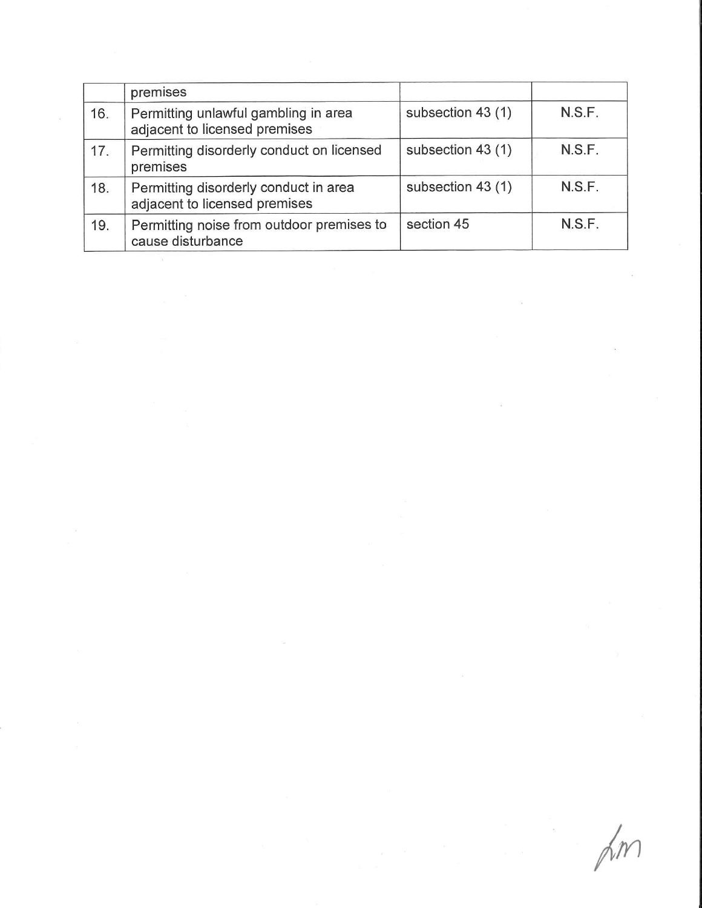| | | | |
|---|---|---|---|
| | premises | | |
| 16. | Permitting unlawful gambling in area adjacent to licensed premises | subsection 43 (1) | N.S.F. |
| 17. | Permitting disorderly conduct on licensed premises | subsection 43 (1) | N.S.F. |
| 18. | Permitting disorderly conduct in area adjacent to licensed premises | subsection 43 (1) | N.S.F. |
| 19. | Permitting noise from outdoor premises to cause disturbance | section 45 | N.S.F. |